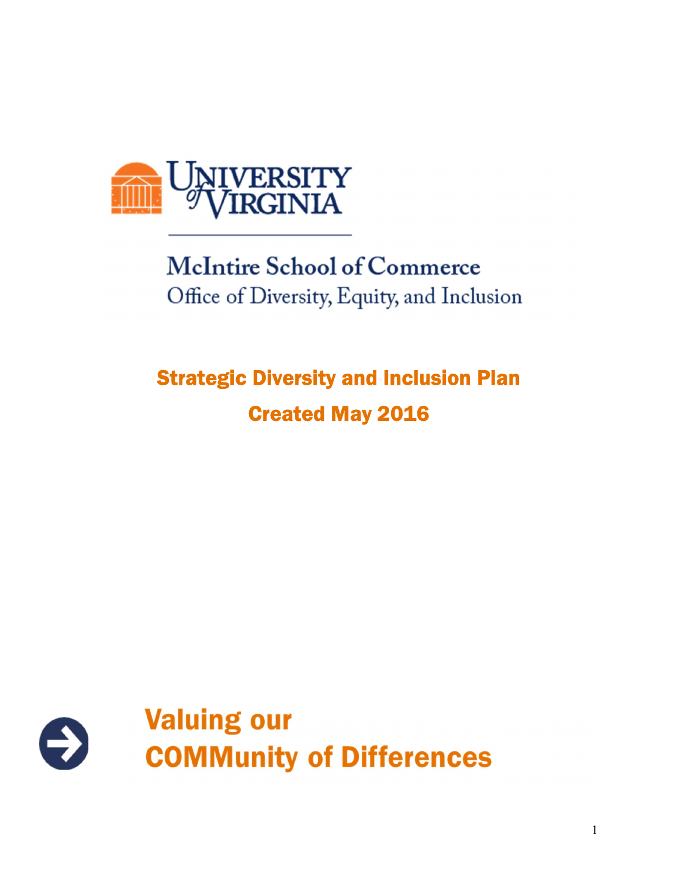University of Virginia

McIntire School of Commerce

Office of Diversity, Equity, and Inclusion

# Strategic Diversity and Inclusion Plan

## Created May 2016

**Valuing our COMMunity of Differences**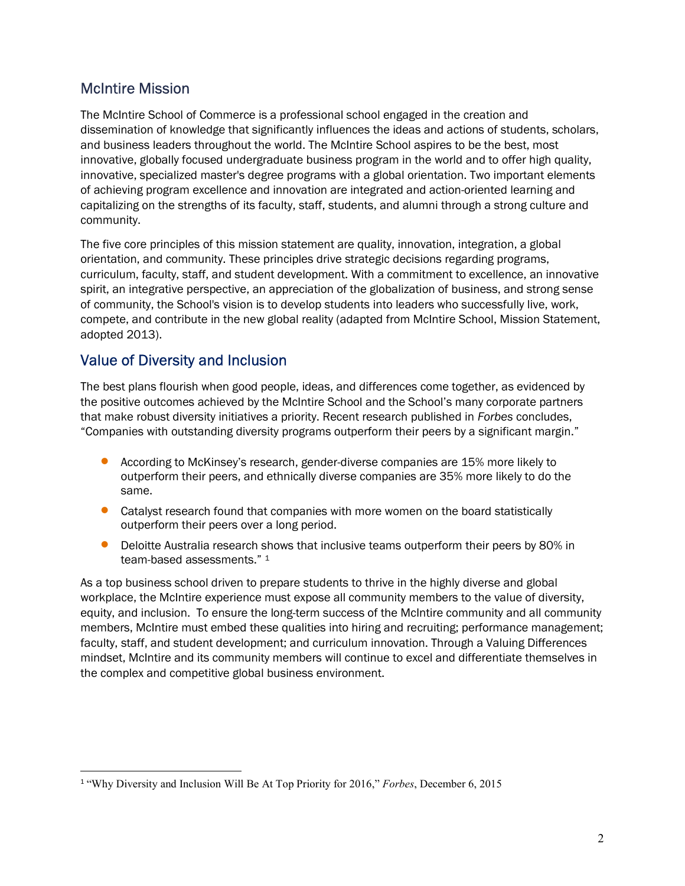## McIntire Mission

The McIntire School of Commerce is a professional school engaged in the creation and dissemination of knowledge that significantly influences the ideas and actions of students, scholars, and business leaders throughout the world. The McIntire School aspires to be the best, most innovative, globally focused undergraduate business program in the world and to offer high quality, innovative, specialized master's degree programs with a global orientation. Two important elements of achieving program excellence and innovation are integrated and action-oriented learning and capitalizing on the strengths of its faculty, staff, students, and alumni through a strong culture and community.

The five core principles of this mission statement are quality, innovation, integration, a global orientation, and community. These principles drive strategic decisions regarding programs, curriculum, faculty, staff, and student development. With a commitment to excellence, an innovative spirit, an integrative perspective, an appreciation of the globalization of business, and strong sense of community, the School's vision is to develop students into leaders who successfully live, work, compete, and contribute in the new global reality (adapted from McIntire School, Mission Statement, adopted 2013).

## Value of Diversity and Inclusion

The best plans flourish when good people, ideas, and differences come together, as evidenced by the positive outcomes achieved by the McIntire School and the School's many corporate partners that make robust diversity initiatives a priority. Recent research published in *Forbes* concludes, "Companies with outstanding diversity programs outperform their peers by a significant margin."

- According to McKinsey's research, gender-diverse companies are 15% more likely to outperform their peers, and ethnically diverse companies are 35% more likely to do the same.
- Catalyst research found that companies with more women on the board statistically outperform their peers over a long period.
- Deloitte Australia research shows that inclusive teams outperform their peers by 80% in team-based assessments." [1]

As a top business school driven to prepare students to thrive in the highly diverse and global workplace, the McIntire experience must expose all community members to the value of diversity, equity, and inclusion. To ensure the long-term success of the McIntire community and all community members, McIntire must embed these qualities into hiring and recruiting; performance management; faculty, staff, and student development; and curriculum innovation. Through a Valuing Differences mindset, McIntire and its community members will continue to excel and differentiate themselves in the complex and competitive global business environment.

---

[1] "Why Diversity and Inclusion Will Be At Top Priority for 2016," *Forbes*, December 6, 2015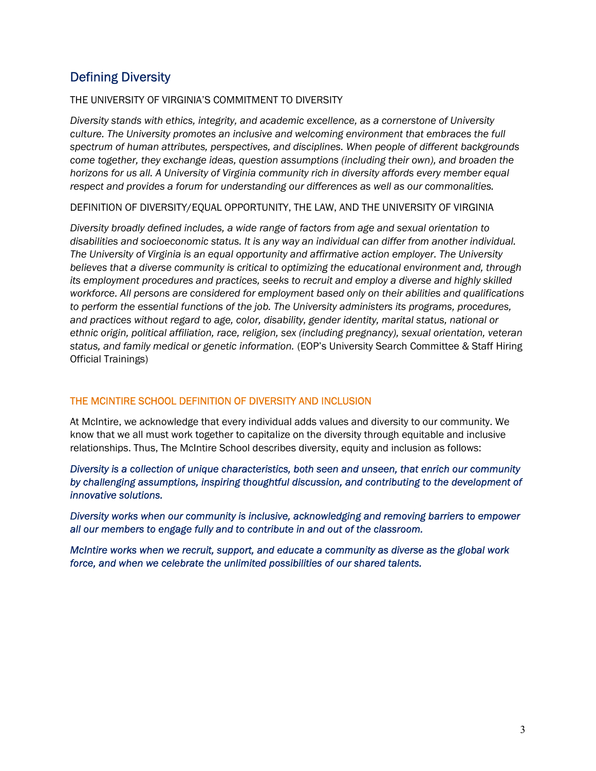## Defining Diversity

THE UNIVERSITY OF VIRGINIA'S COMMITMENT TO DIVERSITY

*Diversity stands with ethics, integrity, and academic excellence, as a cornerstone of University culture. The University promotes an inclusive and welcoming environment that embraces the full spectrum of human attributes, perspectives, and disciplines. When people of different backgrounds come together, they exchange ideas, question assumptions (including their own), and broaden the horizons for us all. A University of Virginia community rich in diversity affords every member equal respect and provides a forum for understanding our differences as well as our commonalities.*

DEFINITION OF DIVERSITY/EQUAL OPPORTUNITY, THE LAW, AND THE UNIVERSITY OF VIRGINIA

*Diversity broadly defined includes, a wide range of factors from age and sexual orientation to disabilities and socioeconomic status. It is any way an individual can differ from another individual. The University of Virginia is an equal opportunity and affirmative action employer. The University believes that a diverse community is critical to optimizing the educational environment and, through its employment procedures and practices, seeks to recruit and employ a diverse and highly skilled workforce. All persons are considered for employment based only on their abilities and qualifications to perform the essential functions of the job. The University administers its programs, procedures, and practices without regard to age, color, disability, gender identity, marital status, national or ethnic origin, political affiliation, race, religion, sex (including pregnancy), sexual orientation, veteran status, and family medical or genetic information.* (EOP's University Search Committee & Staff Hiring Official Trainings)

### THE MCINTIRE SCHOOL DEFINITION OF DIVERSITY AND INCLUSION

At McIntire, we acknowledge that every individual adds values and diversity to our community. We know that we all must work together to capitalize on the diversity through equitable and inclusive relationships. Thus, The McIntire School describes diversity, equity and inclusion as follows:

***Diversity is a collection of unique characteristics, both seen and unseen, that enrich our community by challenging assumptions, inspiring thoughtful discussion, and contributing to the development of innovative solutions.***

***Diversity works when our community is inclusive, acknowledging and removing barriers to empower all our members to engage fully and to contribute in and out of the classroom.***

***McIntire works when we recruit, support, and educate a community as diverse as the global work force, and when we celebrate the unlimited possibilities of our shared talents.***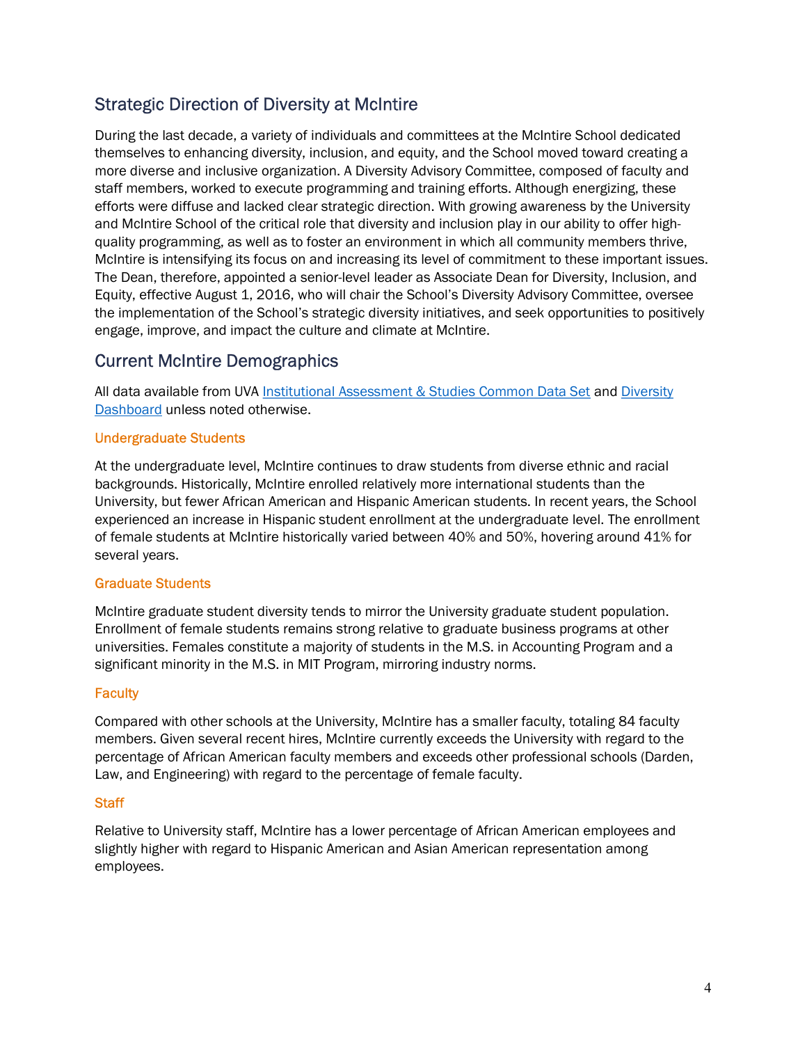## Strategic Direction of Diversity at McIntire

During the last decade, a variety of individuals and committees at the McIntire School dedicated themselves to enhancing diversity, inclusion, and equity, and the School moved toward creating a more diverse and inclusive organization. A Diversity Advisory Committee, composed of faculty and staff members, worked to execute programming and training efforts. Although energizing, these efforts were diffuse and lacked clear strategic direction. With growing awareness by the University and McIntire School of the critical role that diversity and inclusion play in our ability to offer high-quality programming, as well as to foster an environment in which all community members thrive, McIntire is intensifying its focus on and increasing its level of commitment to these important issues. The Dean, therefore, appointed a senior-level leader as Associate Dean for Diversity, Inclusion, and Equity, effective August 1, 2016, who will chair the School's Diversity Advisory Committee, oversee the implementation of the School's strategic diversity initiatives, and seek opportunities to positively engage, improve, and impact the culture and climate at McIntire.

## Current McIntire Demographics

All data available from UVA Institutional Assessment & Studies Common Data Set and Diversity Dashboard unless noted otherwise.

### Undergraduate Students

At the undergraduate level, McIntire continues to draw students from diverse ethnic and racial backgrounds. Historically, McIntire enrolled relatively more international students than the University, but fewer African American and Hispanic American students. In recent years, the School experienced an increase in Hispanic student enrollment at the undergraduate level. The enrollment of female students at McIntire historically varied between 40% and 50%, hovering around 41% for several years.

### Graduate Students

McIntire graduate student diversity tends to mirror the University graduate student population. Enrollment of female students remains strong relative to graduate business programs at other universities. Females constitute a majority of students in the M.S. in Accounting Program and a significant minority in the M.S. in MIT Program, mirroring industry norms.

### Faculty

Compared with other schools at the University, McIntire has a smaller faculty, totaling 84 faculty members. Given several recent hires, McIntire currently exceeds the University with regard to the percentage of African American faculty members and exceeds other professional schools (Darden, Law, and Engineering) with regard to the percentage of female faculty.

### Staff

Relative to University staff, McIntire has a lower percentage of African American employees and slightly higher with regard to Hispanic American and Asian American representation among employees.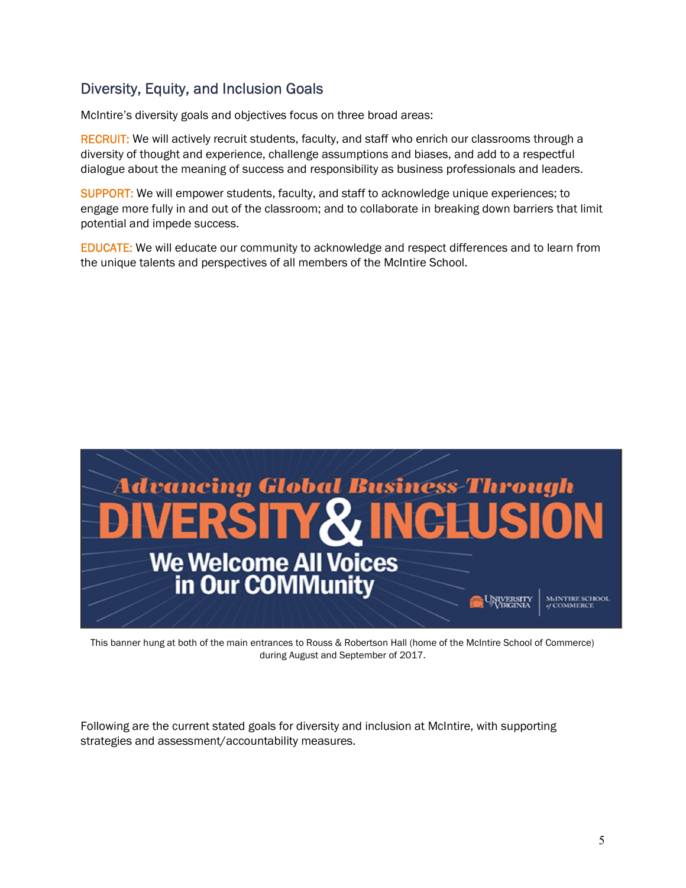## Diversity, Equity, and Inclusion Goals

McIntire's diversity goals and objectives focus on three broad areas:

RECRUIT: We will actively recruit students, faculty, and staff who enrich our classrooms through a diversity of thought and experience, challenge assumptions and biases, and add to a respectful dialogue about the meaning of success and responsibility as business professionals and leaders.

SUPPORT: We will empower students, faculty, and staff to acknowledge unique experiences; to engage more fully in and out of the classroom; and to collaborate in breaking down barriers that limit potential and impede success.

EDUCATE: We will educate our community to acknowledge and respect differences and to learn from the unique talents and perspectives of all members of the McIntire School.

Advancing Global Business Through DIVERSITY & INCLUSION

We Welcome All Voices in Our COMMunity

University of Virginia | McIntire School of Commerce

This banner hung at both of the main entrances to Rouss & Robertson Hall (home of the McIntire School of Commerce) during August and September of 2017.

Following are the current stated goals for diversity and inclusion at McIntire, with supporting strategies and assessment/accountability measures.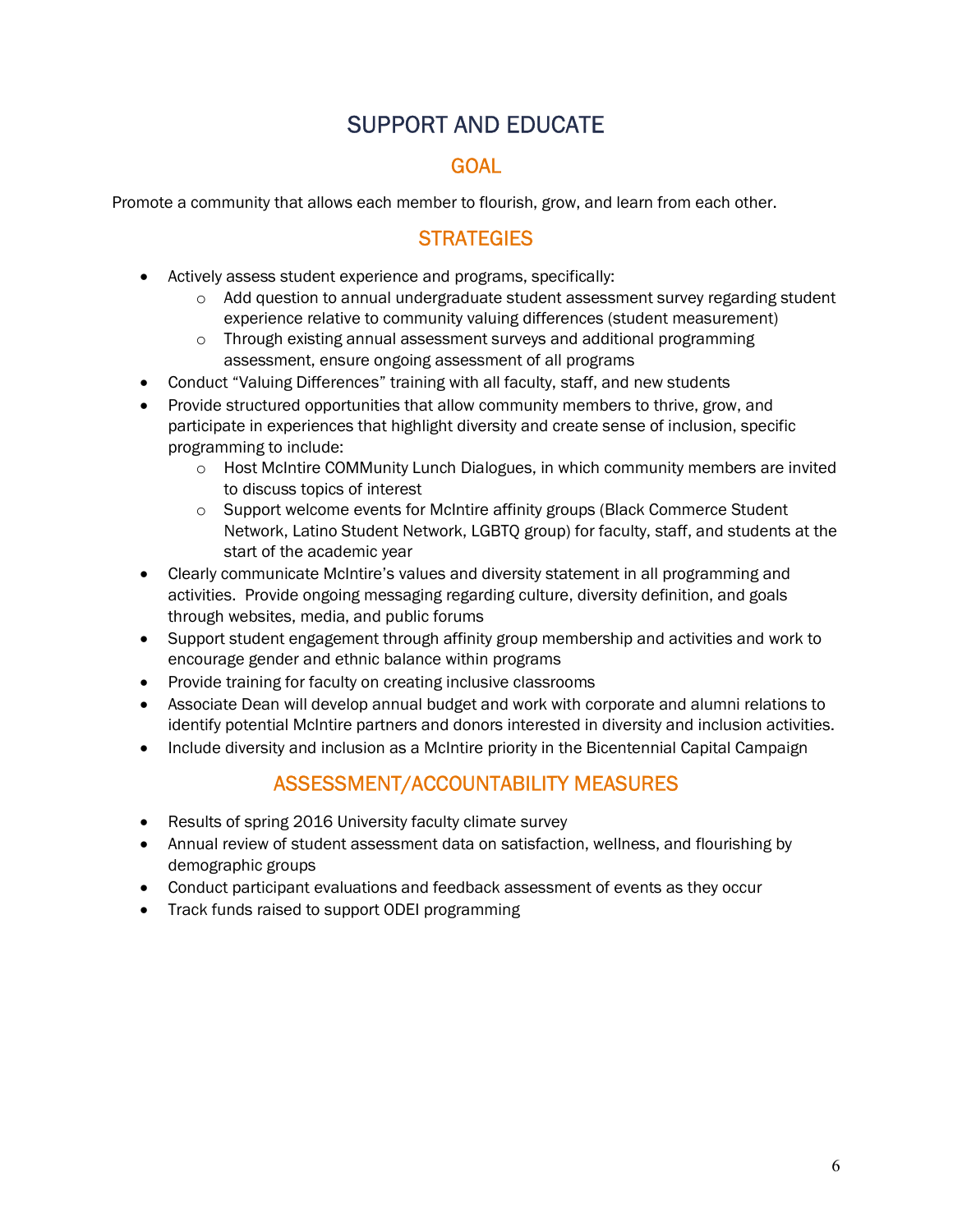# SUPPORT AND EDUCATE

## GOAL

Promote a community that allows each member to flourish, grow, and learn from each other.

## STRATEGIES

- Actively assess student experience and programs, specifically:
    - Add question to annual undergraduate student assessment survey regarding student experience relative to community valuing differences (student measurement)
    - Through existing annual assessment surveys and additional programming assessment, ensure ongoing assessment of all programs
- Conduct "Valuing Differences" training with all faculty, staff, and new students
- Provide structured opportunities that allow community members to thrive, grow, and participate in experiences that highlight diversity and create sense of inclusion, specific programming to include:
    - Host McIntire COMMunity Lunch Dialogues, in which community members are invited to discuss topics of interest
    - Support welcome events for McIntire affinity groups (Black Commerce Student Network, Latino Student Network, LGBTQ group) for faculty, staff, and students at the start of the academic year
- Clearly communicate McIntire's values and diversity statement in all programming and activities. Provide ongoing messaging regarding culture, diversity definition, and goals through websites, media, and public forums
- Support student engagement through affinity group membership and activities and work to encourage gender and ethnic balance within programs
- Provide training for faculty on creating inclusive classrooms
- Associate Dean will develop annual budget and work with corporate and alumni relations to identify potential McIntire partners and donors interested in diversity and inclusion activities.
- Include diversity and inclusion as a McIntire priority in the Bicentennial Capital Campaign

## ASSESSMENT/ACCOUNTABILITY MEASURES

- Results of spring 2016 University faculty climate survey
- Annual review of student assessment data on satisfaction, wellness, and flourishing by demographic groups
- Conduct participant evaluations and feedback assessment of events as they occur
- Track funds raised to support ODEI programming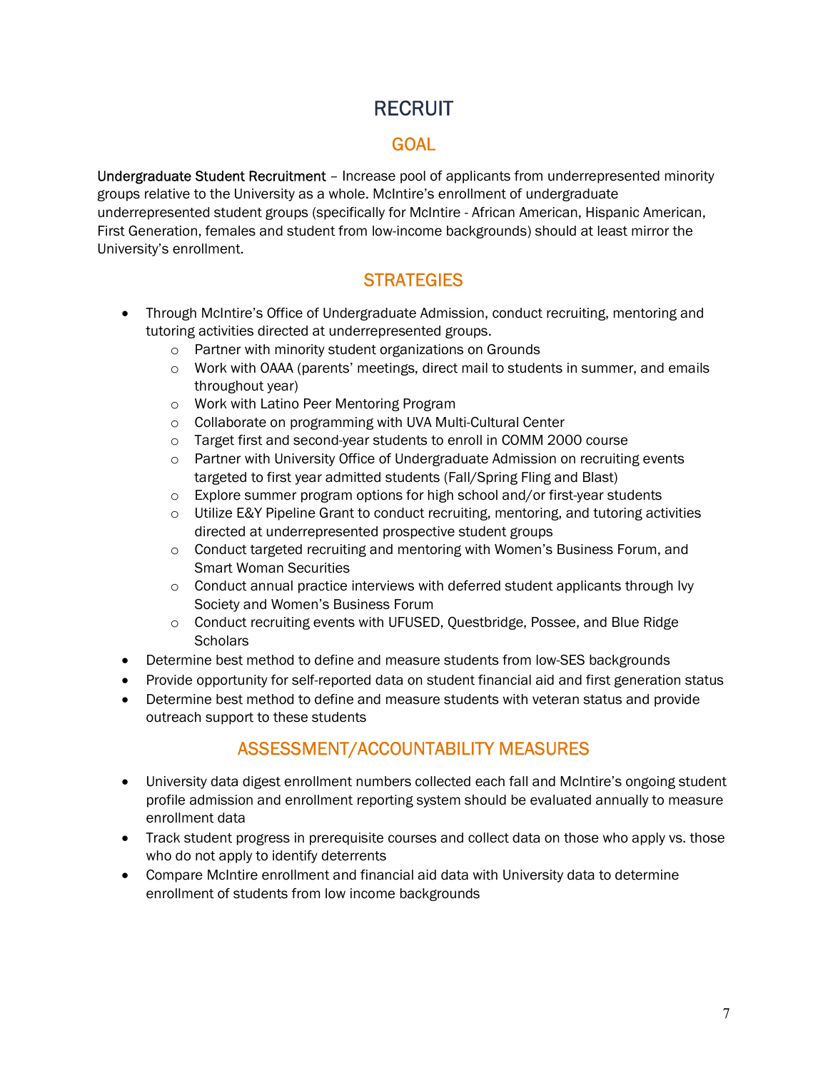# RECRUIT

## GOAL

Undergraduate Student Recruitment – Increase pool of applicants from underrepresented minority groups relative to the University as a whole. McIntire's enrollment of undergraduate underrepresented student groups (specifically for McIntire - African American, Hispanic American, First Generation, females and student from low-income backgrounds) should at least mirror the University's enrollment.

## STRATEGIES

- Through McIntire's Office of Undergraduate Admission, conduct recruiting, mentoring and tutoring activities directed at underrepresented groups.
  - Partner with minority student organizations on Grounds
  - Work with OAAA (parents' meetings, direct mail to students in summer, and emails throughout year)
  - Work with Latino Peer Mentoring Program
  - Collaborate on programming with UVA Multi-Cultural Center
  - Target first and second-year students to enroll in COMM 2000 course
  - Partner with University Office of Undergraduate Admission on recruiting events targeted to first year admitted students (Fall/Spring Fling and Blast)
  - Explore summer program options for high school and/or first-year students
  - Utilize E&Y Pipeline Grant to conduct recruiting, mentoring, and tutoring activities directed at underrepresented prospective student groups
  - Conduct targeted recruiting and mentoring with Women's Business Forum, and Smart Woman Securities
  - Conduct annual practice interviews with deferred student applicants through Ivy Society and Women's Business Forum
  - Conduct recruiting events with UFUSED, Questbridge, Possee, and Blue Ridge Scholars
- Determine best method to define and measure students from low-SES backgrounds
- Provide opportunity for self-reported data on student financial aid and first generation status
- Determine best method to define and measure students with veteran status and provide outreach support to these students

## ASSESSMENT/ACCOUNTABILITY MEASURES

- University data digest enrollment numbers collected each fall and McIntire's ongoing student profile admission and enrollment reporting system should be evaluated annually to measure enrollment data
- Track student progress in prerequisite courses and collect data on those who apply vs. those who do not apply to identify deterrents
- Compare McIntire enrollment and financial aid data with University data to determine enrollment of students from low income backgrounds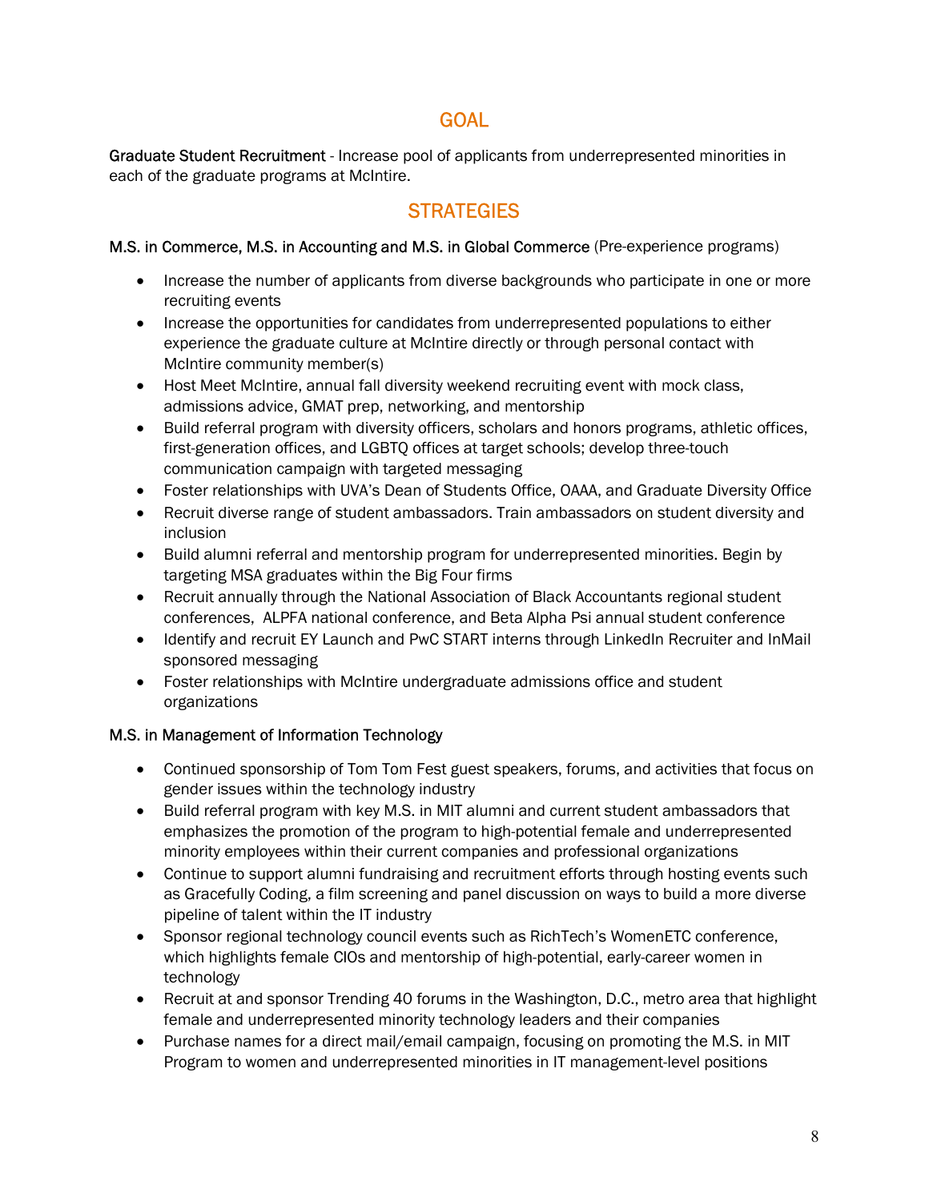## GOAL

**Graduate Student Recruitment** - Increase pool of applicants from underrepresented minorities in each of the graduate programs at McIntire.

## STRATEGIES

**M.S. in Commerce, M.S. in Accounting and M.S. in Global Commerce** (Pre-experience programs)

- Increase the number of applicants from diverse backgrounds who participate in one or more recruiting events
- Increase the opportunities for candidates from underrepresented populations to either experience the graduate culture at McIntire directly or through personal contact with McIntire community member(s)
- Host Meet McIntire, annual fall diversity weekend recruiting event with mock class, admissions advice, GMAT prep, networking, and mentorship
- Build referral program with diversity officers, scholars and honors programs, athletic offices, first-generation offices, and LGBTQ offices at target schools; develop three-touch communication campaign with targeted messaging
- Foster relationships with UVA's Dean of Students Office, OAAA, and Graduate Diversity Office
- Recruit diverse range of student ambassadors. Train ambassadors on student diversity and inclusion
- Build alumni referral and mentorship program for underrepresented minorities. Begin by targeting MSA graduates within the Big Four firms
- Recruit annually through the National Association of Black Accountants regional student conferences, ALPFA national conference, and Beta Alpha Psi annual student conference
- Identify and recruit EY Launch and PwC START interns through LinkedIn Recruiter and InMail sponsored messaging
- Foster relationships with McIntire undergraduate admissions office and student organizations

**M.S. in Management of Information Technology**

- Continued sponsorship of Tom Tom Fest guest speakers, forums, and activities that focus on gender issues within the technology industry
- Build referral program with key M.S. in MIT alumni and current student ambassadors that emphasizes the promotion of the program to high-potential female and underrepresented minority employees within their current companies and professional organizations
- Continue to support alumni fundraising and recruitment efforts through hosting events such as Gracefully Coding, a film screening and panel discussion on ways to build a more diverse pipeline of talent within the IT industry
- Sponsor regional technology council events such as RichTech's WomenETC conference, which highlights female CIOs and mentorship of high-potential, early-career women in technology
- Recruit at and sponsor Trending 40 forums in the Washington, D.C., metro area that highlight female and underrepresented minority technology leaders and their companies
- Purchase names for a direct mail/email campaign, focusing on promoting the M.S. in MIT Program to women and underrepresented minorities in IT management-level positions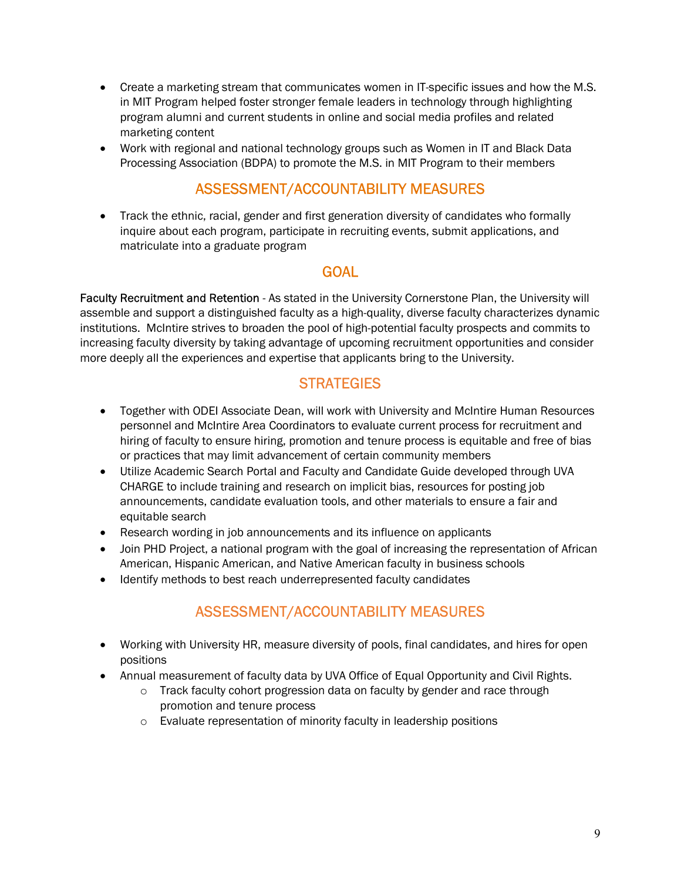- Create a marketing stream that communicates women in IT-specific issues and how the M.S. in MIT Program helped foster stronger female leaders in technology through highlighting program alumni and current students in online and social media profiles and related marketing content
- Work with regional and national technology groups such as Women in IT and Black Data Processing Association (BDPA) to promote the M.S. in MIT Program to their members

## ASSESSMENT/ACCOUNTABILITY MEASURES

- Track the ethnic, racial, gender and first generation diversity of candidates who formally inquire about each program, participate in recruiting events, submit applications, and matriculate into a graduate program

## GOAL

Faculty Recruitment and Retention - As stated in the University Cornerstone Plan, the University will assemble and support a distinguished faculty as a high-quality, diverse faculty characterizes dynamic institutions. McIntire strives to broaden the pool of high-potential faculty prospects and commits to increasing faculty diversity by taking advantage of upcoming recruitment opportunities and consider more deeply all the experiences and expertise that applicants bring to the University.

## STRATEGIES

- Together with ODEI Associate Dean, will work with University and McIntire Human Resources personnel and McIntire Area Coordinators to evaluate current process for recruitment and hiring of faculty to ensure hiring, promotion and tenure process is equitable and free of bias or practices that may limit advancement of certain community members
- Utilize Academic Search Portal and Faculty and Candidate Guide developed through UVA CHARGE to include training and research on implicit bias, resources for posting job announcements, candidate evaluation tools, and other materials to ensure a fair and equitable search
- Research wording in job announcements and its influence on applicants
- Join PHD Project, a national program with the goal of increasing the representation of African American, Hispanic American, and Native American faculty in business schools
- Identify methods to best reach underrepresented faculty candidates

## ASSESSMENT/ACCOUNTABILITY MEASURES

- Working with University HR, measure diversity of pools, final candidates, and hires for open positions
- Annual measurement of faculty data by UVA Office of Equal Opportunity and Civil Rights.
  - Track faculty cohort progression data on faculty by gender and race through promotion and tenure process
  - Evaluate representation of minority faculty in leadership positions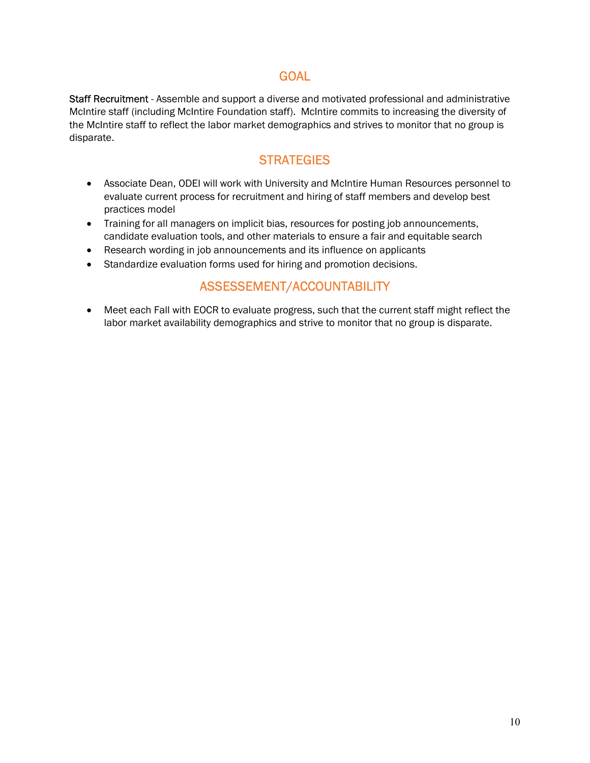## GOAL

**Staff Recruitment** - Assemble and support a diverse and motivated professional and administrative McIntire staff (including McIntire Foundation staff). McIntire commits to increasing the diversity of the McIntire staff to reflect the labor market demographics and strives to monitor that no group is disparate.

## STRATEGIES

- Associate Dean, ODEI will work with University and McIntire Human Resources personnel to evaluate current process for recruitment and hiring of staff members and develop best practices model
- Training for all managers on implicit bias, resources for posting job announcements, candidate evaluation tools, and other materials to ensure a fair and equitable search
- Research wording in job announcements and its influence on applicants
- Standardize evaluation forms used for hiring and promotion decisions.

## ASSESSEMENT/ACCOUNTABILITY

- Meet each Fall with EOCR to evaluate progress, such that the current staff might reflect the labor market availability demographics and strive to monitor that no group is disparate.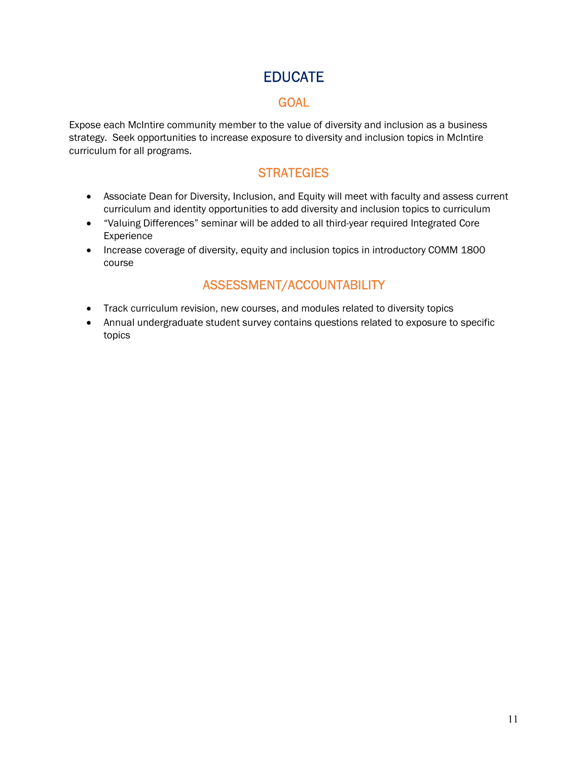# EDUCATE

## GOAL

Expose each McIntire community member to the value of diversity and inclusion as a business strategy. Seek opportunities to increase exposure to diversity and inclusion topics in McIntire curriculum for all programs.

## STRATEGIES

- Associate Dean for Diversity, Inclusion, and Equity will meet with faculty and assess current curriculum and identity opportunities to add diversity and inclusion topics to curriculum
- "Valuing Differences" seminar will be added to all third-year required Integrated Core Experience
- Increase coverage of diversity, equity and inclusion topics in introductory COMM 1800 course

## ASSESSMENT/ACCOUNTABILITY

- Track curriculum revision, new courses, and modules related to diversity topics
- Annual undergraduate student survey contains questions related to exposure to specific topics